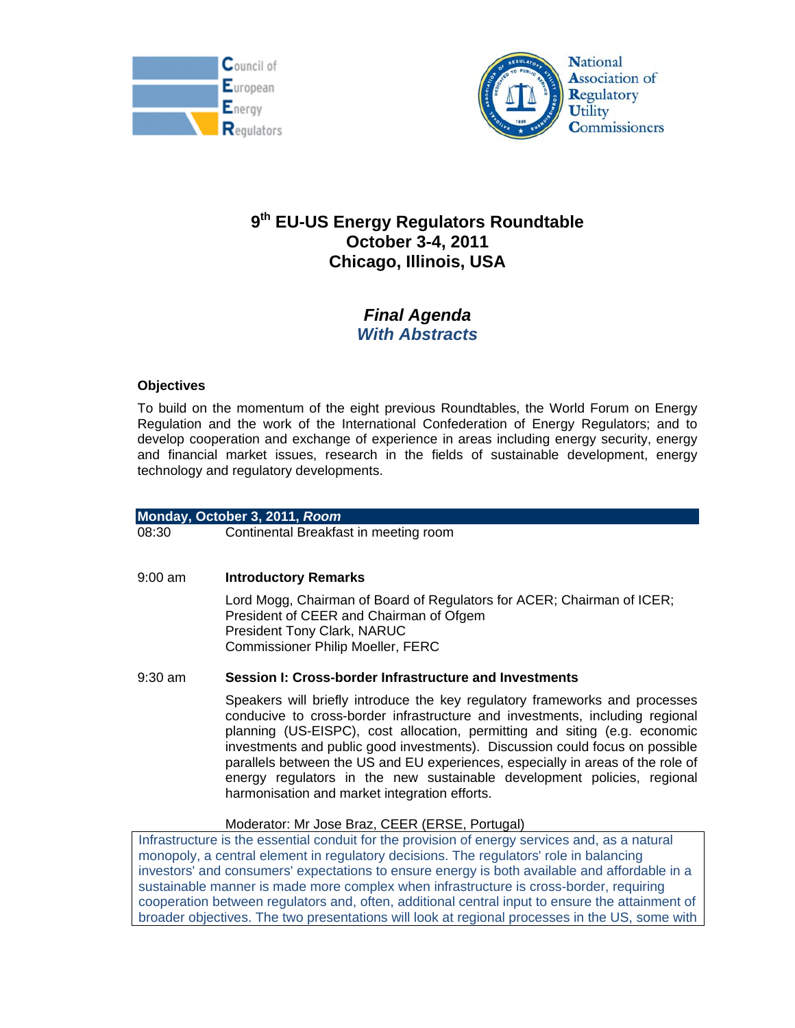Council of European Energy Regulators

National Association of Regulatory Utility Commissioners

# 9th EU-US Energy Regulators Roundtable
# October 3-4, 2011
# Chicago, Illinois, USA

## *Final Agenda*
## *With Abstracts*

### Objectives

To build on the momentum of the eight previous Roundtables, the World Forum on Energy Regulation and the work of the International Confederation of Energy Regulators; and to develop cooperation and exchange of experience in areas including energy security, energy and financial market issues, research in the fields of sustainable development, energy technology and regulatory developments.

### Monday, October 3, 2011, *Room*

08:30 Continental Breakfast in meeting room

9:00 am **Introductory Remarks**

Lord Mogg, Chairman of Board of Regulators for ACER; Chairman of ICER; President of CEER and Chairman of Ofgem
President Tony Clark, NARUC
Commissioner Philip Moeller, FERC

9:30 am **Session I: Cross-border Infrastructure and Investments**

Speakers will briefly introduce the key regulatory frameworks and processes conducive to cross-border infrastructure and investments, including regional planning (US-EISPC), cost allocation, permitting and siting (e.g. economic investments and public good investments). Discussion could focus on possible parallels between the US and EU experiences, especially in areas of the role of energy regulators in the new sustainable development policies, regional harmonisation and market integration efforts.

Moderator: Mr Jose Braz, CEER (ERSE, Portugal)

Infrastructure is the essential conduit for the provision of energy services and, as a natural monopoly, a central element in regulatory decisions. The regulators' role in balancing investors' and consumers' expectations to ensure energy is both available and affordable in a sustainable manner is made more complex when infrastructure is cross-border, requiring cooperation between regulators and, often, additional central input to ensure the attainment of broader objectives. The two presentations will look at regional processes in the US, some with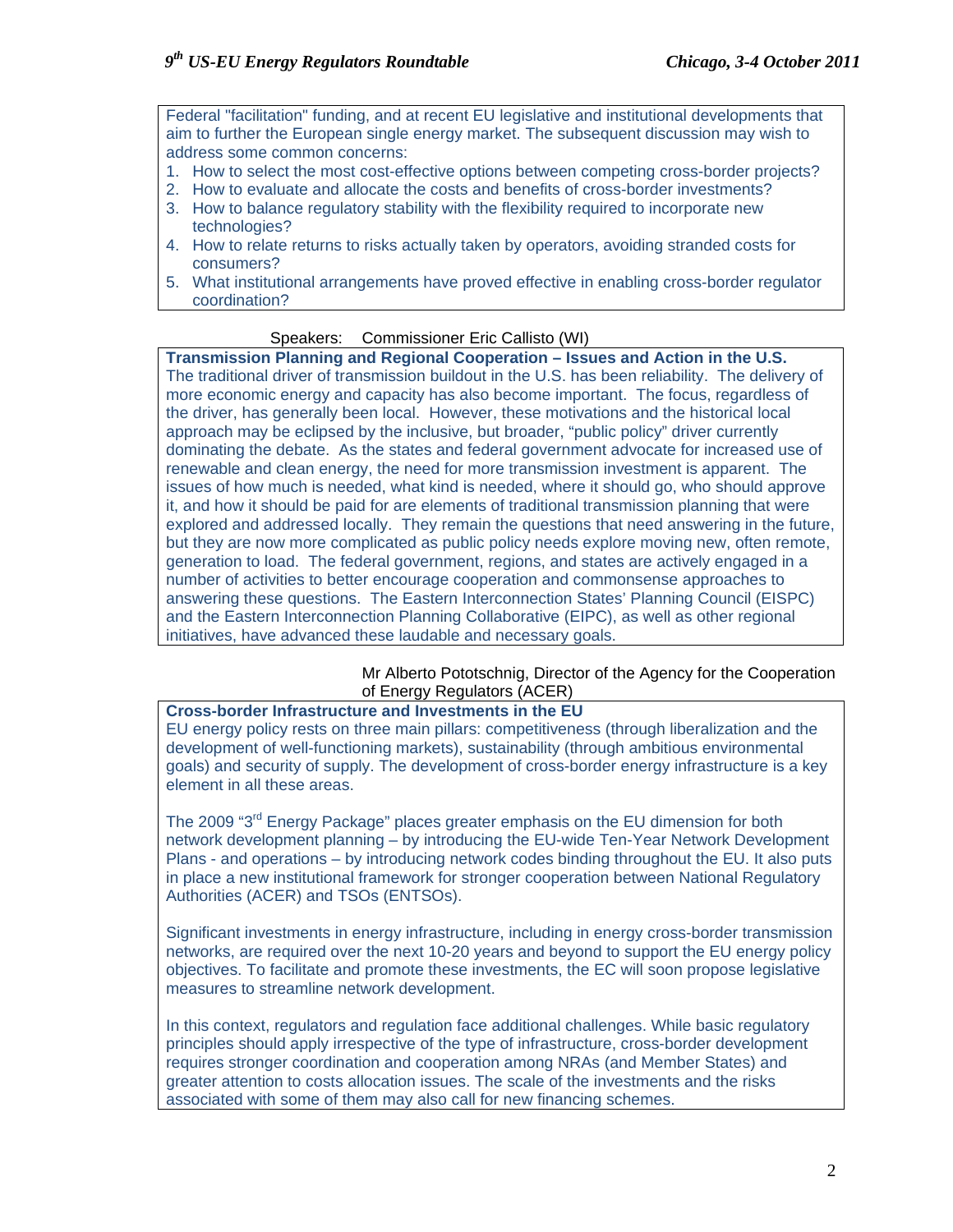Federal "facilitation" funding, and at recent EU legislative and institutional developments that aim to further the European single energy market. The subsequent discussion may wish to address some common concerns:

1. How to select the most cost-effective options between competing cross-border projects?
2. How to evaluate and allocate the costs and benefits of cross-border investments?
3. How to balance regulatory stability with the flexibility required to incorporate new technologies?
4. How to relate returns to risks actually taken by operators, avoiding stranded costs for consumers?
5. What institutional arrangements have proved effective in enabling cross-border regulator coordination?

Speakers: Commissioner Eric Callisto (WI)

**Transmission Planning and Regional Cooperation – Issues and Action in the U.S.**

The traditional driver of transmission buildout in the U.S. has been reliability. The delivery of more economic energy and capacity has also become important. The focus, regardless of the driver, has generally been local. However, these motivations and the historical local approach may be eclipsed by the inclusive, but broader, "public policy" driver currently dominating the debate. As the states and federal government advocate for increased use of renewable and clean energy, the need for more transmission investment is apparent. The issues of how much is needed, what kind is needed, where it should go, who should approve it, and how it should be paid for are elements of traditional transmission planning that were explored and addressed locally. They remain the questions that need answering in the future, but they are now more complicated as public policy needs explore moving new, often remote, generation to load. The federal government, regions, and states are actively engaged in a number of activities to better encourage cooperation and commonsense approaches to answering these questions. The Eastern Interconnection States' Planning Council (EISPC) and the Eastern Interconnection Planning Collaborative (EIPC), as well as other regional initiatives, have advanced these laudable and necessary goals.

Mr Alberto Pototschnig, Director of the Agency for the Cooperation of Energy Regulators (ACER)

**Cross-border Infrastructure and Investments in the EU**

EU energy policy rests on three main pillars: competitiveness (through liberalization and the development of well-functioning markets), sustainability (through ambitious environmental goals) and security of supply. The development of cross-border energy infrastructure is a key element in all these areas.

The 2009 "3rd Energy Package" places greater emphasis on the EU dimension for both network development planning – by introducing the EU-wide Ten-Year Network Development Plans - and operations – by introducing network codes binding throughout the EU. It also puts in place a new institutional framework for stronger cooperation between National Regulatory Authorities (ACER) and TSOs (ENTSOs).

Significant investments in energy infrastructure, including in energy cross-border transmission networks, are required over the next 10-20 years and beyond to support the EU energy policy objectives. To facilitate and promote these investments, the EC will soon propose legislative measures to streamline network development.

In this context, regulators and regulation face additional challenges. While basic regulatory principles should apply irrespective of the type of infrastructure, cross-border development requires stronger coordination and cooperation among NRAs (and Member States) and greater attention to costs allocation issues. The scale of the investments and the risks associated with some of them may also call for new financing schemes.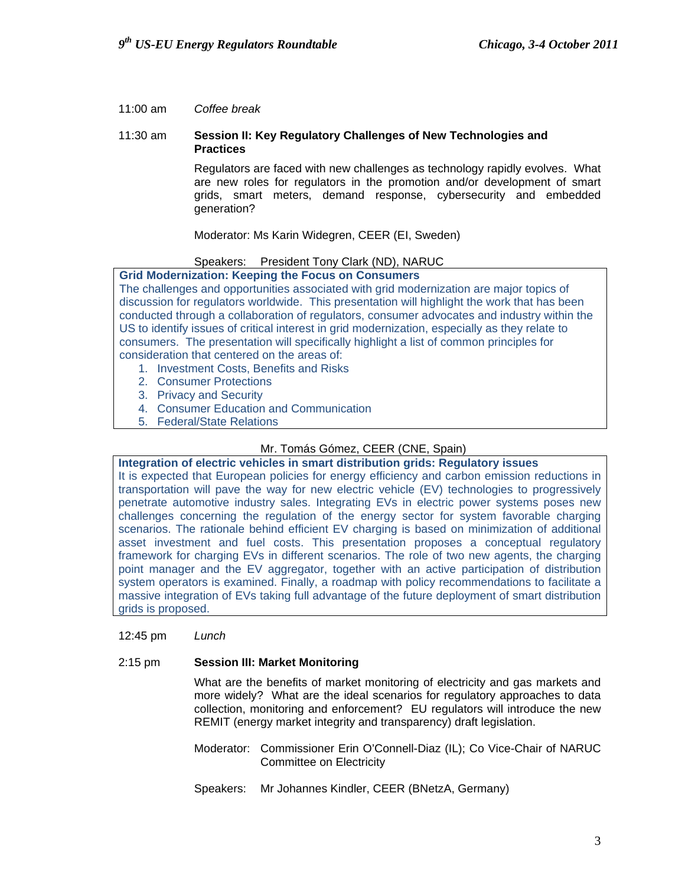11:00 am *Coffee break*

11:30 am **Session II: Key Regulatory Challenges of New Technologies and Practices**

Regulators are faced with new challenges as technology rapidly evolves. What are new roles for regulators in the promotion and/or development of smart grids, smart meters, demand response, cybersecurity and embedded generation?

Moderator: Ms Karin Widegren, CEER (EI, Sweden)

Speakers: President Tony Clark (ND), NARUC

**Grid Modernization: Keeping the Focus on Consumers**

The challenges and opportunities associated with grid modernization are major topics of discussion for regulators worldwide. This presentation will highlight the work that has been conducted through a collaboration of regulators, consumer advocates and industry within the US to identify issues of critical interest in grid modernization, especially as they relate to consumers. The presentation will specifically highlight a list of common principles for consideration that centered on the areas of:

1. Investment Costs, Benefits and Risks
2. Consumer Protections
3. Privacy and Security
4. Consumer Education and Communication
5. Federal/State Relations

Mr. Tomás Gómez, CEER (CNE, Spain)

**Integration of electric vehicles in smart distribution grids: Regulatory issues**

It is expected that European policies for energy efficiency and carbon emission reductions in transportation will pave the way for new electric vehicle (EV) technologies to progressively penetrate automotive industry sales. Integrating EVs in electric power systems poses new challenges concerning the regulation of the energy sector for system favorable charging scenarios. The rationale behind efficient EV charging is based on minimization of additional asset investment and fuel costs. This presentation proposes a conceptual regulatory framework for charging EVs in different scenarios. The role of two new agents, the charging point manager and the EV aggregator, together with an active participation of distribution system operators is examined. Finally, a roadmap with policy recommendations to facilitate a massive integration of EVs taking full advantage of the future deployment of smart distribution grids is proposed.

12:45 pm *Lunch*

2:15 pm **Session III: Market Monitoring**

What are the benefits of market monitoring of electricity and gas markets and more widely? What are the ideal scenarios for regulatory approaches to data collection, monitoring and enforcement? EU regulators will introduce the new REMIT (energy market integrity and transparency) draft legislation.

Moderator: Commissioner Erin O'Connell-Diaz (IL); Co Vice-Chair of NARUC Committee on Electricity

Speakers: Mr Johannes Kindler, CEER (BNetzA, Germany)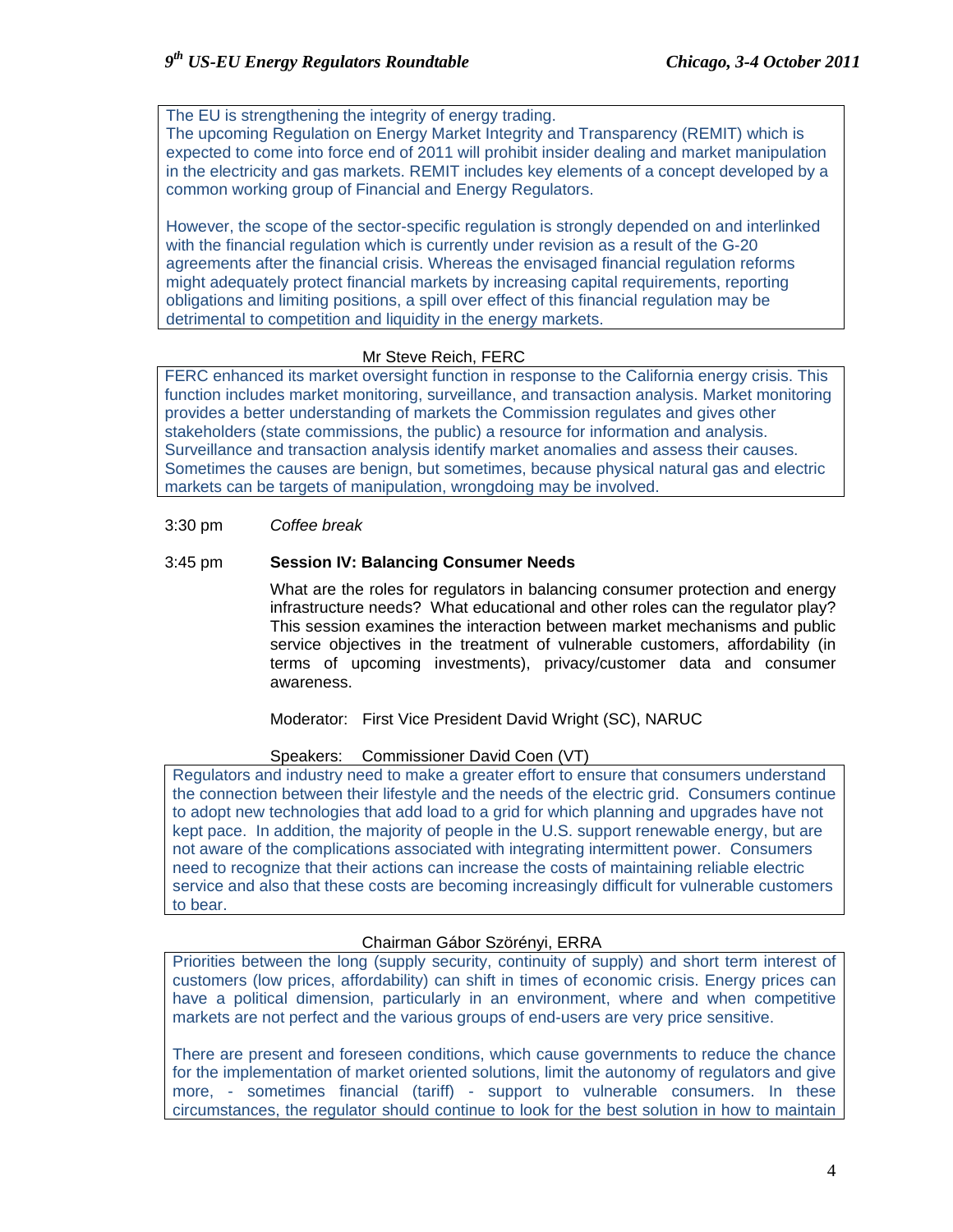The EU is strengthening the integrity of energy trading.
The upcoming Regulation on Energy Market Integrity and Transparency (REMIT) which is expected to come into force end of 2011 will prohibit insider dealing and market manipulation in the electricity and gas markets. REMIT includes key elements of a concept developed by a common working group of Financial and Energy Regulators.

However, the scope of the sector-specific regulation is strongly depended on and interlinked with the financial regulation which is currently under revision as a result of the G-20 agreements after the financial crisis. Whereas the envisaged financial regulation reforms might adequately protect financial markets by increasing capital requirements, reporting obligations and limiting positions, a spill over effect of this financial regulation may be detrimental to competition and liquidity in the energy markets.

Mr Steve Reich, FERC

FERC enhanced its market oversight function in response to the California energy crisis. This function includes market monitoring, surveillance, and transaction analysis. Market monitoring provides a better understanding of markets the Commission regulates and gives other stakeholders (state commissions, the public) a resource for information and analysis. Surveillance and transaction analysis identify market anomalies and assess their causes. Sometimes the causes are benign, but sometimes, because physical natural gas and electric markets can be targets of manipulation, wrongdoing may be involved.

3:30 pm *Coffee break*

3:45 pm **Session IV: Balancing Consumer Needs**

What are the roles for regulators in balancing consumer protection and energy infrastructure needs? What educational and other roles can the regulator play? This session examines the interaction between market mechanisms and public service objectives in the treatment of vulnerable customers, affordability (in terms of upcoming investments), privacy/customer data and consumer awareness.

Moderator: First Vice President David Wright (SC), NARUC

Speakers: Commissioner David Coen (VT)

Regulators and industry need to make a greater effort to ensure that consumers understand the connection between their lifestyle and the needs of the electric grid. Consumers continue to adopt new technologies that add load to a grid for which planning and upgrades have not kept pace. In addition, the majority of people in the U.S. support renewable energy, but are not aware of the complications associated with integrating intermittent power. Consumers need to recognize that their actions can increase the costs of maintaining reliable electric service and also that these costs are becoming increasingly difficult for vulnerable customers to bear.

Chairman Gábor Szörényi, ERRA

Priorities between the long (supply security, continuity of supply) and short term interest of customers (low prices, affordability) can shift in times of economic crisis. Energy prices can have a political dimension, particularly in an environment, where and when competitive markets are not perfect and the various groups of end-users are very price sensitive.

There are present and foreseen conditions, which cause governments to reduce the chance for the implementation of market oriented solutions, limit the autonomy of regulators and give more, - sometimes financial (tariff) - support to vulnerable consumers. In these circumstances, the regulator should continue to look for the best solution in how to maintain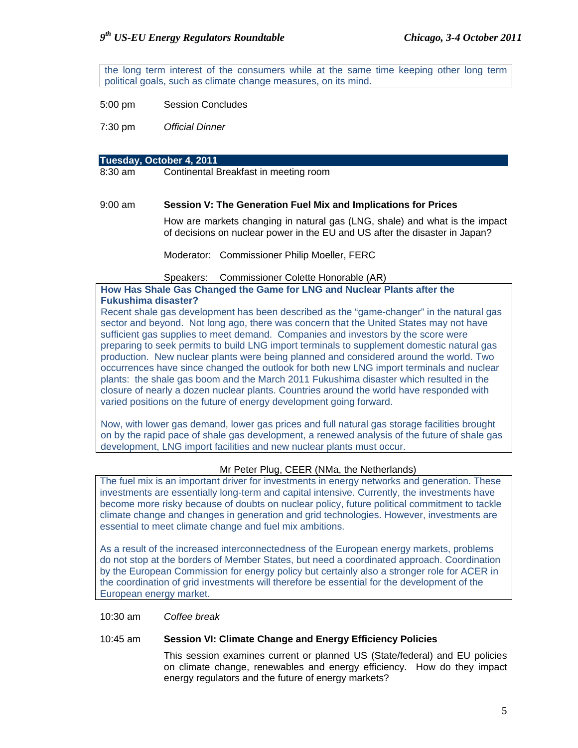the long term interest of the consumers while at the same time keeping other long term political goals, such as climate change measures, on its mind.

5:00 pm Session Concludes

7:30 pm *Official Dinner*

**Tuesday, October 4, 2011**

8:30 am Continental Breakfast in meeting room

9:00 am **Session V: The Generation Fuel Mix and Implications for Prices**

How are markets changing in natural gas (LNG, shale) and what is the impact of decisions on nuclear power in the EU and US after the disaster in Japan?

Moderator: Commissioner Philip Moeller, FERC

Speakers: Commissioner Colette Honorable (AR)

**How Has Shale Gas Changed the Game for LNG and Nuclear Plants after the Fukushima disaster?**

Recent shale gas development has been described as the "game-changer" in the natural gas sector and beyond. Not long ago, there was concern that the United States may not have sufficient gas supplies to meet demand. Companies and investors by the score were preparing to seek permits to build LNG import terminals to supplement domestic natural gas production. New nuclear plants were being planned and considered around the world. Two occurrences have since changed the outlook for both new LNG import terminals and nuclear plants: the shale gas boom and the March 2011 Fukushima disaster which resulted in the closure of nearly a dozen nuclear plants. Countries around the world have responded with varied positions on the future of energy development going forward.

Now, with lower gas demand, lower gas prices and full natural gas storage facilities brought on by the rapid pace of shale gas development, a renewed analysis of the future of shale gas development, LNG import facilities and new nuclear plants must occur.

Mr Peter Plug, CEER (NMa, the Netherlands)

The fuel mix is an important driver for investments in energy networks and generation. These investments are essentially long-term and capital intensive. Currently, the investments have become more risky because of doubts on nuclear policy, future political commitment to tackle climate change and changes in generation and grid technologies. However, investments are essential to meet climate change and fuel mix ambitions.

As a result of the increased interconnectedness of the European energy markets, problems do not stop at the borders of Member States, but need a coordinated approach. Coordination by the European Commission for energy policy but certainly also a stronger role for ACER in the coordination of grid investments will therefore be essential for the development of the European energy market.

10:30 am *Coffee break*

10:45 am **Session VI: Climate Change and Energy Efficiency Policies**

This session examines current or planned US (State/federal) and EU policies on climate change, renewables and energy efficiency. How do they impact energy regulators and the future of energy markets?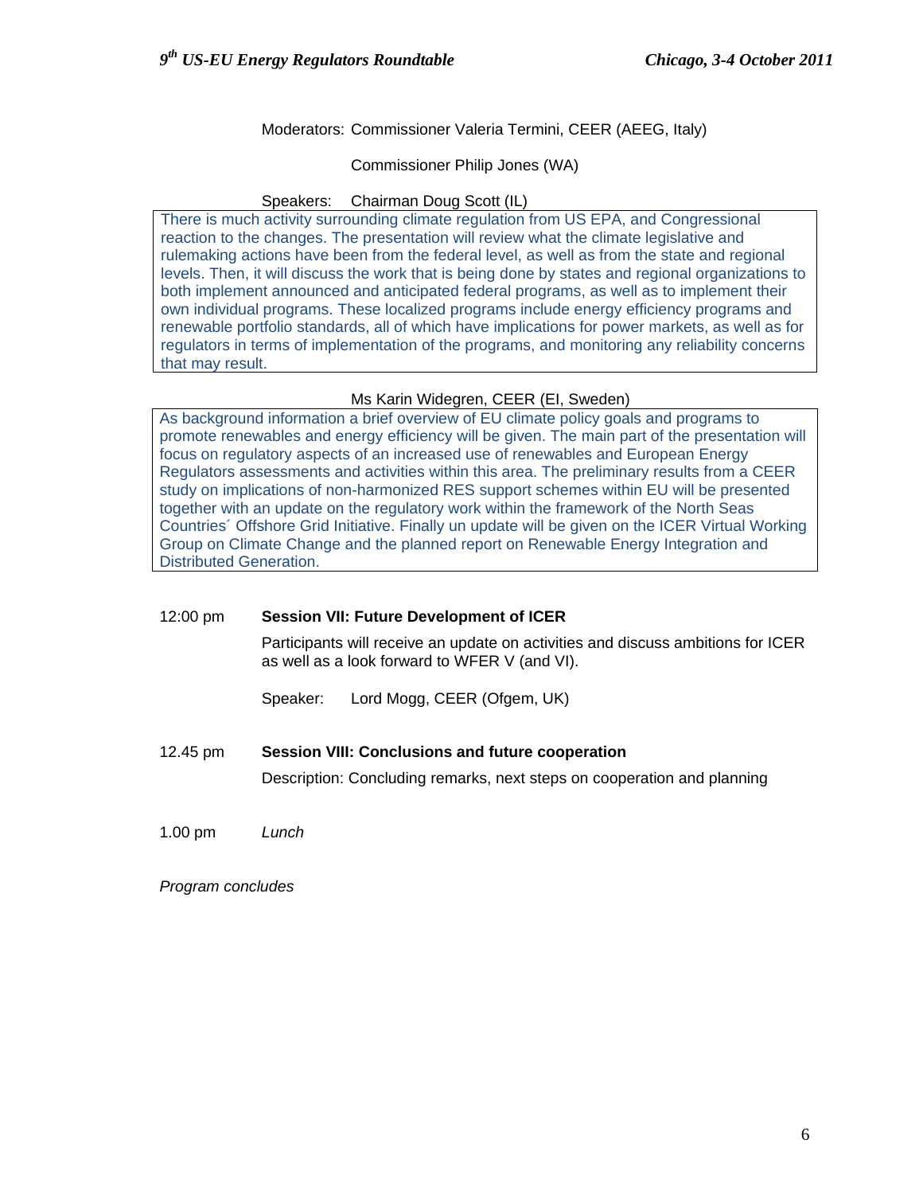Moderators: Commissioner Valeria Termini, CEER (AEEG, Italy)

Commissioner Philip Jones (WA)

Speakers: Chairman Doug Scott (IL)

There is much activity surrounding climate regulation from US EPA, and Congressional reaction to the changes. The presentation will review what the climate legislative and rulemaking actions have been from the federal level, as well as from the state and regional levels. Then, it will discuss the work that is being done by states and regional organizations to both implement announced and anticipated federal programs, as well as to implement their own individual programs. These localized programs include energy efficiency programs and renewable portfolio standards, all of which have implications for power markets, as well as for regulators in terms of implementation of the programs, and monitoring any reliability concerns that may result.

Ms Karin Widegren, CEER (EI, Sweden)

As background information a brief overview of EU climate policy goals and programs to promote renewables and energy efficiency will be given. The main part of the presentation will focus on regulatory aspects of an increased use of renewables and European Energy Regulators assessments and activities within this area. The preliminary results from a CEER study on implications of non-harmonized RES support schemes within EU will be presented together with an update on the regulatory work within the framework of the North Seas Countries´ Offshore Grid Initiative. Finally un update will be given on the ICER Virtual Working Group on Climate Change and the planned report on Renewable Energy Integration and Distributed Generation.

12:00 pm **Session VII: Future Development of ICER**

Participants will receive an update on activities and discuss ambitions for ICER as well as a look forward to WFER V (and VI).

Speaker: Lord Mogg, CEER (Ofgem, UK)

12.45 pm **Session VIII: Conclusions and future cooperation**

Description: Concluding remarks, next steps on cooperation and planning

1.00 pm *Lunch*

*Program concludes*